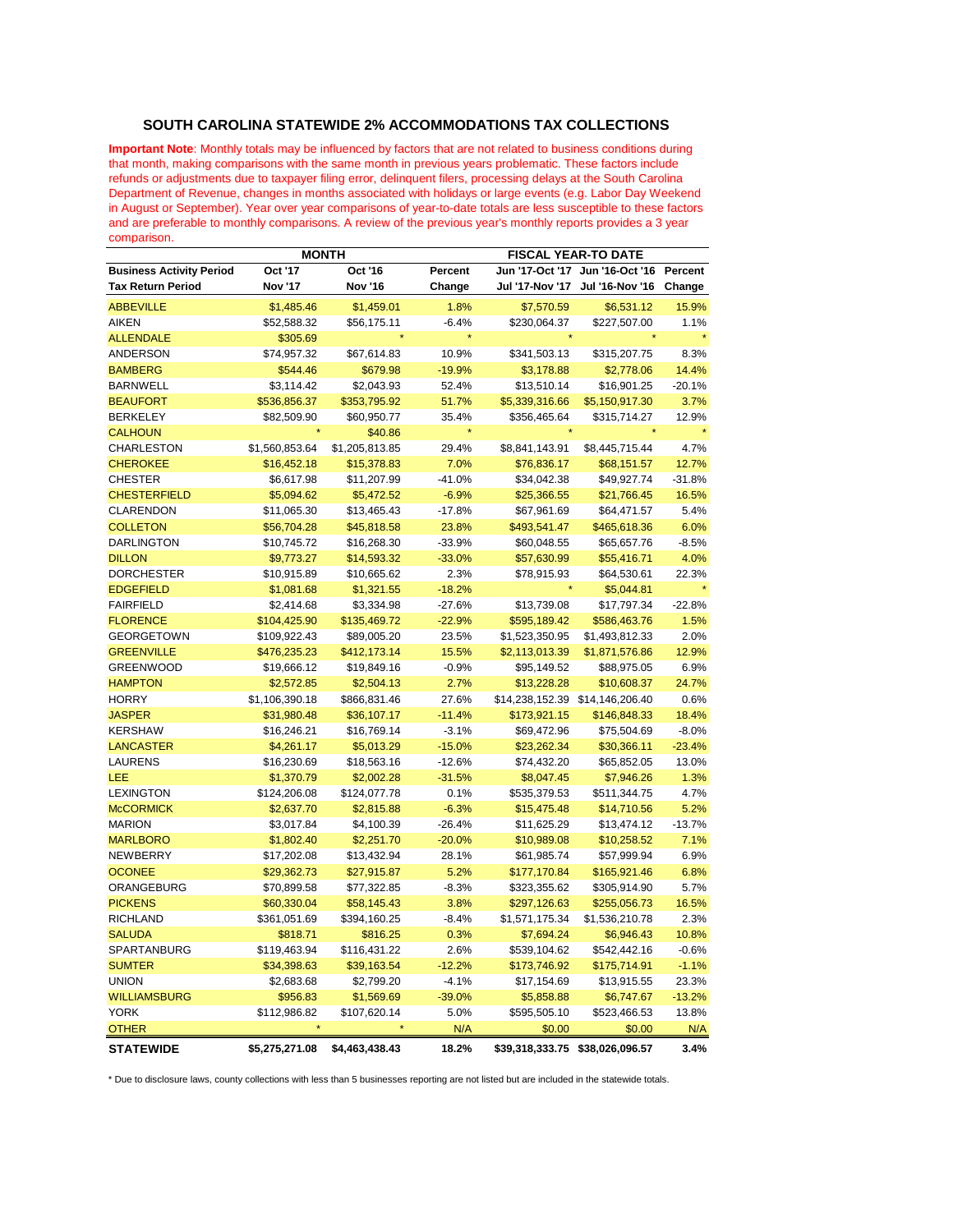## SOUTH CAROLINA STATEWIDE 2% ACCOMMODATIONS TAX COLLECTIONS

**Important Note**: Monthly totals may be influenced by factors that are not related to business conditions during that month, making comparisons with the same month in previous years problematic. These factors include refunds or adjustments due to taxpayer filing error, delinquent filers, processing delays at the South Carolina Department of Revenue, changes in months associated with holidays or large events (e.g. Labor Day Weekend in August or September). Year over year comparisons of year-to-date totals are less susceptible to these factors and are preferable to monthly comparisons. A review of the previous year's monthly reports provides a 3 year comparison.

| | MONTH | | | FISCAL YEAR-TO DATE | | |
|---|---|---|---|---|---|---|
| **Business Activity Period** | **Oct '17** | **Oct '16** | **Percent** | **Jun '17-Oct '17** | **Jun '16-Oct '16** | **Percent** |
| **Tax Return Period** | **Nov '17** | **Nov '16** | **Change** | **Jul '17-Nov '17** | **Jul '16-Nov '16** | **Change** |
| ABBEVILLE | $1,485.46 | $1,459.01 | 1.8% | $7,570.59 | $6,531.12 | 15.9% |
| AIKEN | $52,588.32 | $56,175.11 | -6.4% | $230,064.37 | $227,507.00 | 1.1% |
| ALLENDALE | $305.69 | * | * | * | * | * |
| ANDERSON | $74,957.32 | $67,614.83 | 10.9% | $341,503.13 | $315,207.75 | 8.3% |
| BAMBERG | $544.46 | $679.98 | -19.9% | $3,178.88 | $2,778.06 | 14.4% |
| BARNWELL | $3,114.42 | $2,043.93 | 52.4% | $13,510.14 | $16,901.25 | -20.1% |
| BEAUFORT | $536,856.37 | $353,795.92 | 51.7% | $5,339,316.66 | $5,150,917.30 | 3.7% |
| BERKELEY | $82,509.90 | $60,950.77 | 35.4% | $356,465.64 | $315,714.27 | 12.9% |
| CALHOUN | * | $40.86 | * | * | * | * |
| CHARLESTON | $1,560,853.64 | $1,205,813.85 | 29.4% | $8,841,143.91 | $8,445,715.44 | 4.7% |
| CHEROKEE | $16,452.18 | $15,378.83 | 7.0% | $76,836.17 | $68,151.57 | 12.7% |
| CHESTER | $6,617.98 | $11,207.99 | -41.0% | $34,042.38 | $49,927.74 | -31.8% |
| CHESTERFIELD | $5,094.62 | $5,472.52 | -6.9% | $25,366.55 | $21,766.45 | 16.5% |
| CLARENDON | $11,065.30 | $13,465.43 | -17.8% | $67,961.69 | $64,471.57 | 5.4% |
| COLLETON | $56,704.28 | $45,818.58 | 23.8% | $493,541.47 | $465,618.36 | 6.0% |
| DARLINGTON | $10,745.72 | $16,268.30 | -33.9% | $60,048.55 | $65,657.76 | -8.5% |
| DILLON | $9,773.27 | $14,593.32 | -33.0% | $57,630.99 | $55,416.71 | 4.0% |
| DORCHESTER | $10,915.89 | $10,665.62 | 2.3% | $78,915.93 | $64,530.61 | 22.3% |
| EDGEFIELD | $1,081.68 | $1,321.55 | -18.2% | * | $5,044.81 | * |
| FAIRFIELD | $2,414.68 | $3,334.98 | -27.6% | $13,739.08 | $17,797.34 | -22.8% |
| FLORENCE | $104,425.90 | $135,469.72 | -22.9% | $595,189.42 | $586,463.76 | 1.5% |
| GEORGETOWN | $109,922.43 | $89,005.20 | 23.5% | $1,523,350.95 | $1,493,812.33 | 2.0% |
| GREENVILLE | $476,235.23 | $412,173.14 | 15.5% | $2,113,013.39 | $1,871,576.86 | 12.9% |
| GREENWOOD | $19,666.12 | $19,849.16 | -0.9% | $95,149.52 | $88,975.05 | 6.9% |
| HAMPTON | $2,572.85 | $2,504.13 | 2.7% | $13,228.28 | $10,608.37 | 24.7% |
| HORRY | $1,106,390.18 | $866,831.46 | 27.6% | $14,238,152.39 | $14,146,206.40 | 0.6% |
| JASPER | $31,980.48 | $36,107.17 | -11.4% | $173,921.15 | $146,848.33 | 18.4% |
| KERSHAW | $16,246.21 | $16,769.14 | -3.1% | $69,472.96 | $75,504.69 | -8.0% |
| LANCASTER | $4,261.17 | $5,013.29 | -15.0% | $23,262.34 | $30,366.11 | -23.4% |
| LAURENS | $16,230.69 | $18,563.16 | -12.6% | $74,432.20 | $65,852.05 | 13.0% |
| LEE | $1,370.79 | $2,002.28 | -31.5% | $8,047.45 | $7,946.26 | 1.3% |
| LEXINGTON | $124,206.08 | $124,077.78 | 0.1% | $535,379.53 | $511,344.75 | 4.7% |
| McCORMICK | $2,637.70 | $2,815.88 | -6.3% | $15,475.48 | $14,710.56 | 5.2% |
| MARION | $3,017.84 | $4,100.39 | -26.4% | $11,625.29 | $13,474.12 | -13.7% |
| MARLBORO | $1,802.40 | $2,251.70 | -20.0% | $10,989.08 | $10,258.52 | 7.1% |
| NEWBERRY | $17,202.08 | $13,432.94 | 28.1% | $61,985.74 | $57,999.94 | 6.9% |
| OCONEE | $29,362.73 | $27,915.87 | 5.2% | $177,170.84 | $165,921.46 | 6.8% |
| ORANGEBURG | $70,899.58 | $77,322.85 | -8.3% | $323,355.62 | $305,914.90 | 5.7% |
| PICKENS | $60,330.04 | $58,145.43 | 3.8% | $297,126.63 | $255,056.73 | 16.5% |
| RICHLAND | $361,051.69 | $394,160.25 | -8.4% | $1,571,175.34 | $1,536,210.78 | 2.3% |
| SALUDA | $818.71 | $816.25 | 0.3% | $7,694.24 | $6,946.43 | 10.8% |
| SPARTANBURG | $119,463.94 | $116,431.22 | 2.6% | $539,104.62 | $542,442.16 | -0.6% |
| SUMTER | $34,398.63 | $39,163.54 | -12.2% | $173,746.92 | $175,714.91 | -1.1% |
| UNION | $2,683.68 | $2,799.20 | -4.1% | $17,154.69 | $13,915.55 | 23.3% |
| WILLIAMSBURG | $956.83 | $1,569.69 | -39.0% | $5,858.88 | $6,747.67 | -13.2% |
| YORK | $112,986.82 | $107,620.14 | 5.0% | $595,505.10 | $523,466.53 | 13.8% |
| OTHER | * | * | N/A | $0.00 | $0.00 | N/A |
| **STATEWIDE** | **$5,275,271.08** | **$4,463,438.43** | **18.2%** | **$39,318,333.75** | **$38,026,096.57** | **3.4%** |

\* Due to disclosure laws, county collections with less than 5 businesses reporting are not listed but are included in the statewide totals.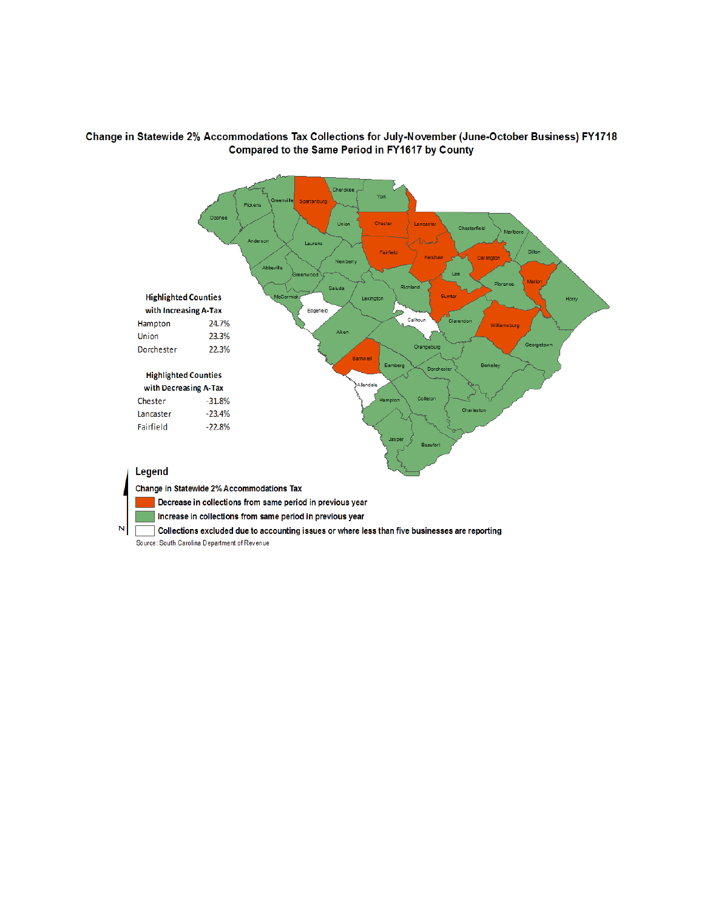**Change in Statewide 2% Accommodations Tax Collections for July-November (June-October Business) FY1718 Compared to the Same Period in FY1617 by County**

Oconee
Pickens
Greenville
Spartanburg
Cherokee
York
Union
Chester
Lancaster
Chesterfield
Marlboro
Anderson
Laurens
Fairfield
Kershaw
Darlington
Dillon
Newberry
Abbeville
Greenwood
Lee
Marion
Richland
Florence
Saluda
McCormick
Lexington
Sumter
Horry
Edgefield
Calhoun
Clarendon
Williamsburg
Aiken
Orangeburg
Georgetown
Barnwell
Bamberg
Dorchester
Berkeley
Allendale
Hampton
Colleton
Charleston
Jasper
Beaufort

**Highlighted Counties with Increasing A-Tax**

| | |
|---|---|
| Hampton | 24.7% |
| Union | 23.3% |
| Dorchester | 22.3% |

**Highlighted Counties with Decreasing A-Tax**

| | |
|---|---|
| Chester | -31.8% |
| Lancaster | -23.4% |
| Fairfield | -22.8% |

N

**Legend**

Change in Statewide 2% Accommodations Tax

- Decrease in collections from same period in previous year
- Increase in collections from same period in previous year
- Collections excluded due to accounting issues or where less than five businesses are reporting

Source: South Carolina Department of Revenue